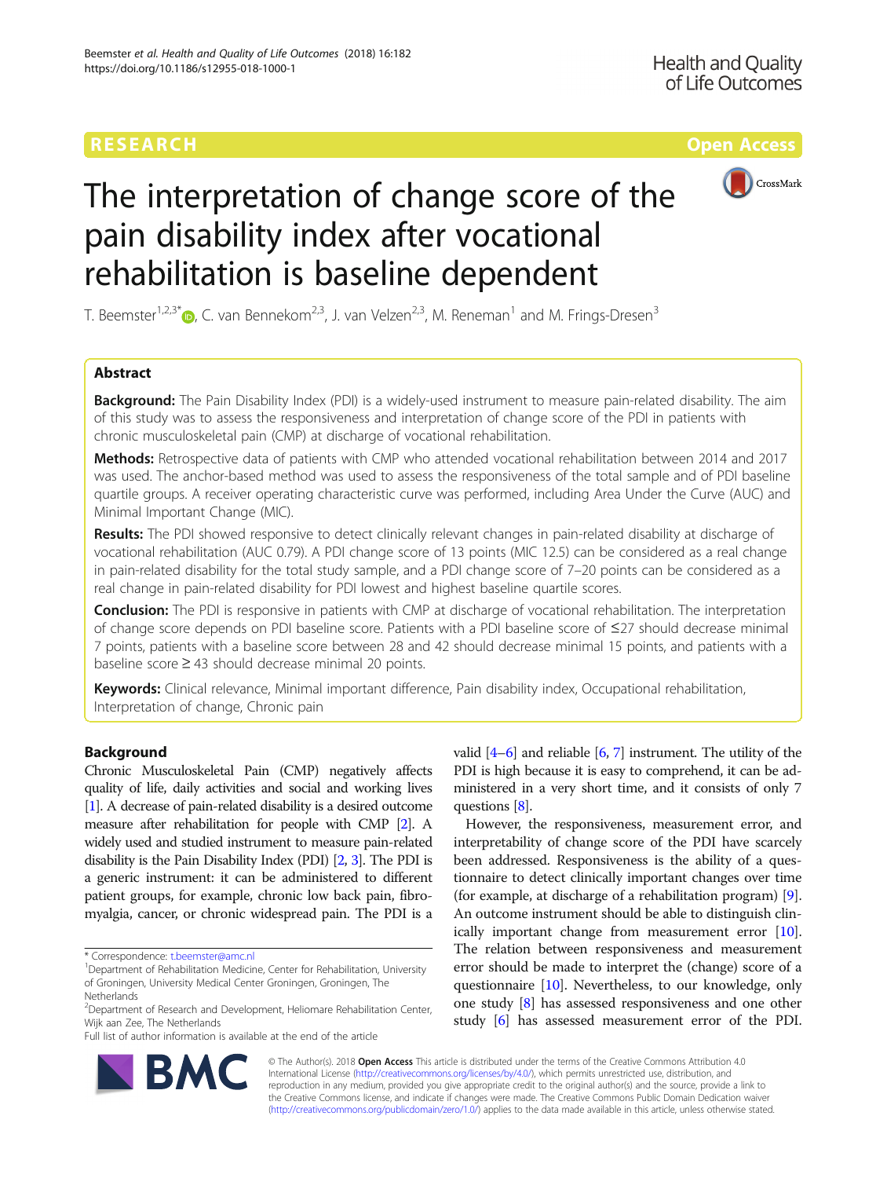# The interpretation of change score of the pain disability index after vocational rehabilitation is baseline dependent

T. Beemster[1,2,3*], C. van Bennekom[2,3], J. van Velzen[2,3], M. Reneman[1] and M. Frings-Dresen[3]

## Abstract

**Background:** The Pain Disability Index (PDI) is a widely-used instrument to measure pain-related disability. The aim of this study was to assess the responsiveness and interpretation of change score of the PDI in patients with chronic musculoskeletal pain (CMP) at discharge of vocational rehabilitation.

**Methods:** Retrospective data of patients with CMP who attended vocational rehabilitation between 2014 and 2017 was used. The anchor-based method was used to assess the responsiveness of the total sample and of PDI baseline quartile groups. A receiver operating characteristic curve was performed, including Area Under the Curve (AUC) and Minimal Important Change (MIC).

**Results:** The PDI showed responsive to detect clinically relevant changes in pain-related disability at discharge of vocational rehabilitation (AUC 0.79). A PDI change score of 13 points (MIC 12.5) can be considered as a real change in pain-related disability for the total study sample, and a PDI change score of 7–20 points can be considered as a real change in pain-related disability for PDI lowest and highest baseline quartile scores.

**Conclusion:** The PDI is responsive in patients with CMP at discharge of vocational rehabilitation. The interpretation of change score depends on PDI baseline score. Patients with a PDI baseline score of ≤27 should decrease minimal 7 points, patients with a baseline score between 28 and 42 should decrease minimal 15 points, and patients with a baseline score ≥ 43 should decrease minimal 20 points.

**Keywords:** Clinical relevance, Minimal important difference, Pain disability index, Occupational rehabilitation, Interpretation of change, Chronic pain

## Background

Chronic Musculoskeletal Pain (CMP) negatively affects quality of life, daily activities and social and working lives [1]. A decrease of pain-related disability is a desired outcome measure after rehabilitation for people with CMP [2]. A widely used and studied instrument to measure pain-related disability is the Pain Disability Index (PDI) [2, 3]. The PDI is a generic instrument: it can be administered to different patient groups, for example, chronic low back pain, fibromyalgia, cancer, or chronic widespread pain. The PDI is a valid [4–6] and reliable [6, 7] instrument. The utility of the PDI is high because it is easy to comprehend, it can be administered in a very short time, and it consists of only 7 questions [8].

However, the responsiveness, measurement error, and interpretability of change score of the PDI have scarcely been addressed. Responsiveness is the ability of a questionnaire to detect clinically important changes over time (for example, at discharge of a rehabilitation program) [9]. An outcome instrument should be able to distinguish clinically important change from measurement error [10]. The relation between responsiveness and measurement error should be made to interpret the (change) score of a questionnaire [10]. Nevertheless, to our knowledge, only one study [8] has assessed responsiveness and one other study [6] has assessed measurement error of the PDI.

\* Correspondence: t.beemster@amc.nl
[1]Department of Rehabilitation Medicine, Center for Rehabilitation, University of Groningen, University Medical Center Groningen, Groningen, The Netherlands
[2]Department of Research and Development, Heliomare Rehabilitation Center, Wijk aan Zee, The Netherlands
Full list of author information is available at the end of the article

© The Author(s). 2018 **Open Access** This article is distributed under the terms of the Creative Commons Attribution 4.0 International License (http://creativecommons.org/licenses/by/4.0/), which permits unrestricted use, distribution, and reproduction in any medium, provided you give appropriate credit to the original author(s) and the source, provide a link to the Creative Commons license, and indicate if changes were made. The Creative Commons Public Domain Dedication waiver (http://creativecommons.org/publicdomain/zero/1.0/) applies to the data made available in this article, unless otherwise stated.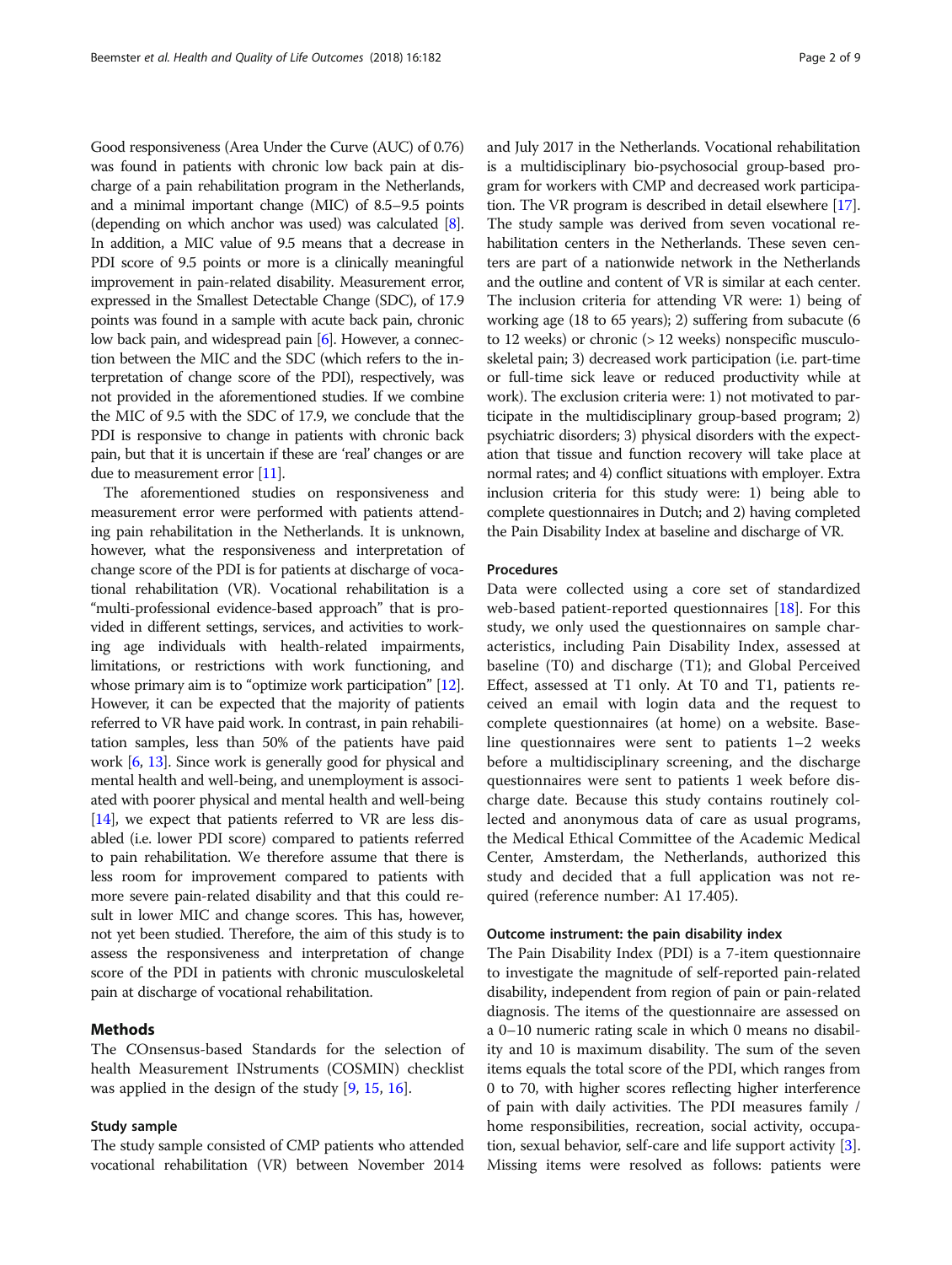Good responsiveness (Area Under the Curve (AUC) of 0.76) was found in patients with chronic low back pain at discharge of a pain rehabilitation program in the Netherlands, and a minimal important change (MIC) of 8.5–9.5 points (depending on which anchor was used) was calculated [8]. In addition, a MIC value of 9.5 means that a decrease in PDI score of 9.5 points or more is a clinically meaningful improvement in pain-related disability. Measurement error, expressed in the Smallest Detectable Change (SDC), of 17.9 points was found in a sample with acute back pain, chronic low back pain, and widespread pain [6]. However, a connection between the MIC and the SDC (which refers to the interpretation of change score of the PDI), respectively, was not provided in the aforementioned studies. If we combine the MIC of 9.5 with the SDC of 17.9, we conclude that the PDI is responsive to change in patients with chronic back pain, but that it is uncertain if these are 'real' changes or are due to measurement error [11].

The aforementioned studies on responsiveness and measurement error were performed with patients attending pain rehabilitation in the Netherlands. It is unknown, however, what the responsiveness and interpretation of change score of the PDI is for patients at discharge of vocational rehabilitation (VR). Vocational rehabilitation is a "multi-professional evidence-based approach" that is provided in different settings, services, and activities to working age individuals with health-related impairments, limitations, or restrictions with work functioning, and whose primary aim is to "optimize work participation" [12]. However, it can be expected that the majority of patients referred to VR have paid work. In contrast, in pain rehabilitation samples, less than 50% of the patients have paid work [6, 13]. Since work is generally good for physical and mental health and well-being, and unemployment is associated with poorer physical and mental health and well-being [14], we expect that patients referred to VR are less disabled (i.e. lower PDI score) compared to patients referred to pain rehabilitation. We therefore assume that there is less room for improvement compared to patients with more severe pain-related disability and that this could result in lower MIC and change scores. This has, however, not yet been studied. Therefore, the aim of this study is to assess the responsiveness and interpretation of change score of the PDI in patients with chronic musculoskeletal pain at discharge of vocational rehabilitation.

## Methods

The COnsensus-based Standards for the selection of health Measurement INstruments (COSMIN) checklist was applied in the design of the study [9, 15, 16].

### Study sample

The study sample consisted of CMP patients who attended vocational rehabilitation (VR) between November 2014 and July 2017 in the Netherlands. Vocational rehabilitation is a multidisciplinary bio-psychosocial group-based program for workers with CMP and decreased work participation. The VR program is described in detail elsewhere [17]. The study sample was derived from seven vocational rehabilitation centers in the Netherlands. These seven centers are part of a nationwide network in the Netherlands and the outline and content of VR is similar at each center. The inclusion criteria for attending VR were: 1) being of working age (18 to 65 years); 2) suffering from subacute (6 to 12 weeks) or chronic (> 12 weeks) nonspecific musculoskeletal pain; 3) decreased work participation (i.e. part-time or full-time sick leave or reduced productivity while at work). The exclusion criteria were: 1) not motivated to participate in the multidisciplinary group-based program; 2) psychiatric disorders; 3) physical disorders with the expectation that tissue and function recovery will take place at normal rates; and 4) conflict situations with employer. Extra inclusion criteria for this study were: 1) being able to complete questionnaires in Dutch; and 2) having completed the Pain Disability Index at baseline and discharge of VR.

### Procedures

Data were collected using a core set of standardized web-based patient-reported questionnaires [18]. For this study, we only used the questionnaires on sample characteristics, including Pain Disability Index, assessed at baseline (T0) and discharge (T1); and Global Perceived Effect, assessed at T1 only. At T0 and T1, patients received an email with login data and the request to complete questionnaires (at home) on a website. Baseline questionnaires were sent to patients 1–2 weeks before a multidisciplinary screening, and the discharge questionnaires were sent to patients 1 week before discharge date. Because this study contains routinely collected and anonymous data of care as usual programs, the Medical Ethical Committee of the Academic Medical Center, Amsterdam, the Netherlands, authorized this study and decided that a full application was not required (reference number: A1 17.405).

### Outcome instrument: the pain disability index

The Pain Disability Index (PDI) is a 7-item questionnaire to investigate the magnitude of self-reported pain-related disability, independent from region of pain or pain-related diagnosis. The items of the questionnaire are assessed on a 0–10 numeric rating scale in which 0 means no disability and 10 is maximum disability. The sum of the seven items equals the total score of the PDI, which ranges from 0 to 70, with higher scores reflecting higher interference of pain with daily activities. The PDI measures family / home responsibilities, recreation, social activity, occupation, sexual behavior, self-care and life support activity [3]. Missing items were resolved as follows: patients were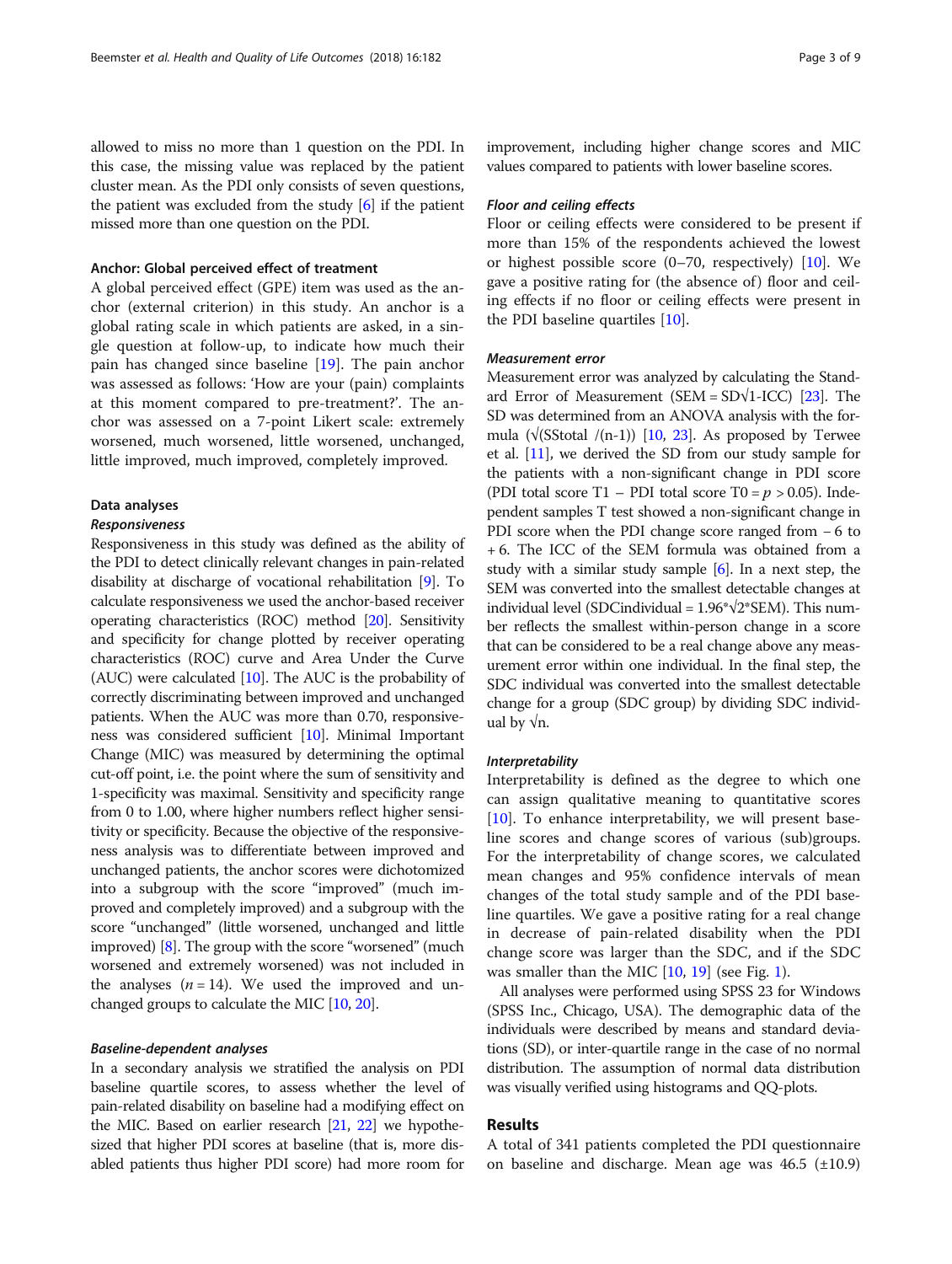allowed to miss no more than 1 question on the PDI. In this case, the missing value was replaced by the patient cluster mean. As the PDI only consists of seven questions, the patient was excluded from the study [6] if the patient missed more than one question on the PDI.

### Anchor: Global perceived effect of treatment

A global perceived effect (GPE) item was used as the anchor (external criterion) in this study. An anchor is a global rating scale in which patients are asked, in a single question at follow-up, to indicate how much their pain has changed since baseline [19]. The pain anchor was assessed as follows: 'How are your (pain) complaints at this moment compared to pre-treatment?'. The anchor was assessed on a 7-point Likert scale: extremely worsened, much worsened, little worsened, unchanged, little improved, much improved, completely improved.

### Data analyses

#### *Responsiveness*

Responsiveness in this study was defined as the ability of the PDI to detect clinically relevant changes in pain-related disability at discharge of vocational rehabilitation [9]. To calculate responsiveness we used the anchor-based receiver operating characteristics (ROC) method [20]. Sensitivity and specificity for change plotted by receiver operating characteristics (ROC) curve and Area Under the Curve (AUC) were calculated [10]. The AUC is the probability of correctly discriminating between improved and unchanged patients. When the AUC was more than 0.70, responsiveness was considered sufficient [10]. Minimal Important Change (MIC) was measured by determining the optimal cut-off point, i.e. the point where the sum of sensitivity and 1-specificity was maximal. Sensitivity and specificity range from 0 to 1.00, where higher numbers reflect higher sensitivity or specificity. Because the objective of the responsiveness analysis was to differentiate between improved and unchanged patients, the anchor scores were dichotomized into a subgroup with the score "improved" (much improved and completely improved) and a subgroup with the score "unchanged" (little worsened, unchanged and little improved) [8]. The group with the score "worsened" (much worsened and extremely worsened) was not included in the analyses ($n = 14$). We used the improved and unchanged groups to calculate the MIC [10, 20].

#### *Baseline-dependent analyses*

In a secondary analysis we stratified the analysis on PDI baseline quartile scores, to assess whether the level of pain-related disability on baseline had a modifying effect on the MIC. Based on earlier research [21, 22] we hypothesized that higher PDI scores at baseline (that is, more disabled patients thus higher PDI score) had more room for improvement, including higher change scores and MIC values compared to patients with lower baseline scores.

#### *Floor and ceiling effects*

Floor or ceiling effects were considered to be present if more than 15% of the respondents achieved the lowest or highest possible score (0–70, respectively) [10]. We gave a positive rating for (the absence of) floor and ceiling effects if no floor or ceiling effects were present in the PDI baseline quartiles [10].

#### *Measurement error*

Measurement error was analyzed by calculating the Standard Error of Measurement ($SEM = SD\sqrt{1\text{-}ICC}$) [23]. The SD was determined from an ANOVA analysis with the formula ($\sqrt{SStotal/(n\text{-}1)}$) [10, 23]. As proposed by Terwee et al. [11], we derived the SD from our study sample for the patients with a non-significant change in PDI score (PDI total score T1 – PDI total score T0 = $p > 0.05$). Independent samples T test showed a non-significant change in PDI score when the PDI change score ranged from − 6 to + 6. The ICC of the SEM formula was obtained from a study with a similar study sample [6]. In a next step, the SEM was converted into the smallest detectable changes at individual level ($SDCindividual = 1.96 * \sqrt{2} * SEM$). This number reflects the smallest within-person change in a score that can be considered to be a real change above any measurement error within one individual. In the final step, the SDC individual was converted into the smallest detectable change for a group (SDC group) by dividing SDC individual by $\sqrt{n}$.

#### *Interpretability*

Interpretability is defined as the degree to which one can assign qualitative meaning to quantitative scores [10]. To enhance interpretability, we will present baseline scores and change scores of various (sub)groups. For the interpretability of change scores, we calculated mean changes and 95% confidence intervals of mean changes of the total study sample and of the PDI baseline quartiles. We gave a positive rating for a real change in decrease of pain-related disability when the PDI change score was larger than the SDC, and if the SDC was smaller than the MIC [10, 19] (see Fig. 1).

All analyses were performed using SPSS 23 for Windows (SPSS Inc., Chicago, USA). The demographic data of the individuals were described by means and standard deviations (SD), or inter-quartile range in the case of no normal distribution. The assumption of normal data distribution was visually verified using histograms and QQ-plots.

## Results

A total of 341 patients completed the PDI questionnaire on baseline and discharge. Mean age was 46.5 (±10.9)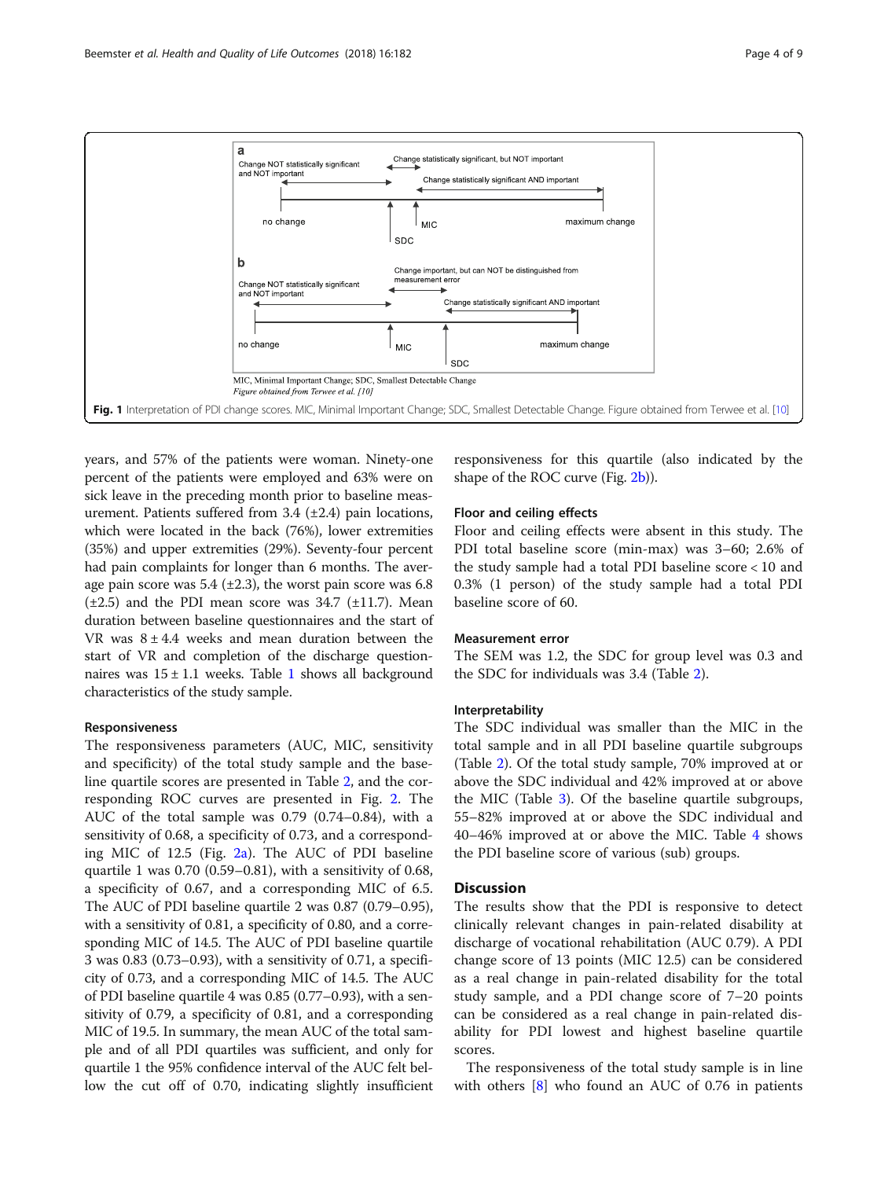MIC, Minimal Important Change; SDC, Smallest Detectable Change
*Figure obtained from Terwee et al. [10]*

**Fig. 1** Interpretation of PDI change scores. MIC, Minimal Important Change; SDC, Smallest Detectable Change. Figure obtained from Terwee et al. [10]

years, and 57% of the patients were woman. Ninety-one percent of the patients were employed and 63% were on sick leave in the preceding month prior to baseline measurement. Patients suffered from 3.4 (±2.4) pain locations, which were located in the back (76%), lower extremities (35%) and upper extremities (29%). Seventy-four percent had pain complaints for longer than 6 months. The average pain score was 5.4 (±2.3), the worst pain score was 6.8 (±2.5) and the PDI mean score was 34.7 (±11.7). Mean duration between baseline questionnaires and the start of VR was 8 ± 4.4 weeks and mean duration between the start of VR and completion of the discharge questionnaires was 15 ± 1.1 weeks. Table 1 shows all background characteristics of the study sample.

### Responsiveness

The responsiveness parameters (AUC, MIC, sensitivity and specificity) of the total study sample and the baseline quartile scores are presented in Table 2, and the corresponding ROC curves are presented in Fig. 2. The AUC of the total sample was 0.79 (0.74–0.84), with a sensitivity of 0.68, a specificity of 0.73, and a corresponding MIC of 12.5 (Fig. 2a). The AUC of PDI baseline quartile 1 was 0.70 (0.59–0.81), with a sensitivity of 0.68, a specificity of 0.67, and a corresponding MIC of 6.5. The AUC of PDI baseline quartile 2 was 0.87 (0.79–0.95), with a sensitivity of 0.81, a specificity of 0.80, and a corresponding MIC of 14.5. The AUC of PDI baseline quartile 3 was 0.83 (0.73–0.93), with a sensitivity of 0.71, a specificity of 0.73, and a corresponding MIC of 14.5. The AUC of PDI baseline quartile 4 was 0.85 (0.77–0.93), with a sensitivity of 0.79, a specificity of 0.81, and a corresponding MIC of 19.5. In summary, the mean AUC of the total sample and of all PDI quartiles was sufficient, and only for quartile 1 the 95% confidence interval of the AUC felt bellow the cut off of 0.70, indicating slightly insufficient responsiveness for this quartile (also indicated by the shape of the ROC curve (Fig. 2b)).

### Floor and ceiling effects

Floor and ceiling effects were absent in this study. The PDI total baseline score (min-max) was 3–60; 2.6% of the study sample had a total PDI baseline score < 10 and 0.3% (1 person) of the study sample had a total PDI baseline score of 60.

### Measurement error

The SEM was 1.2, the SDC for group level was 0.3 and the SDC for individuals was 3.4 (Table 2).

### Interpretability

The SDC individual was smaller than the MIC in the total sample and in all PDI baseline quartile subgroups (Table 2). Of the total study sample, 70% improved at or above the SDC individual and 42% improved at or above the MIC (Table 3). Of the baseline quartile subgroups, 55–82% improved at or above the SDC individual and 40–46% improved at or above the MIC. Table 4 shows the PDI baseline score of various (sub) groups.

## Discussion

The results show that the PDI is responsive to detect clinically relevant changes in pain-related disability at discharge of vocational rehabilitation (AUC 0.79). A PDI change score of 13 points (MIC 12.5) can be considered as a real change in pain-related disability for the total study sample, and a PDI change score of 7–20 points can be considered as a real change in pain-related disability for PDI lowest and highest baseline quartile scores.

The responsiveness of the total study sample is in line with others [8] who found an AUC of 0.76 in patients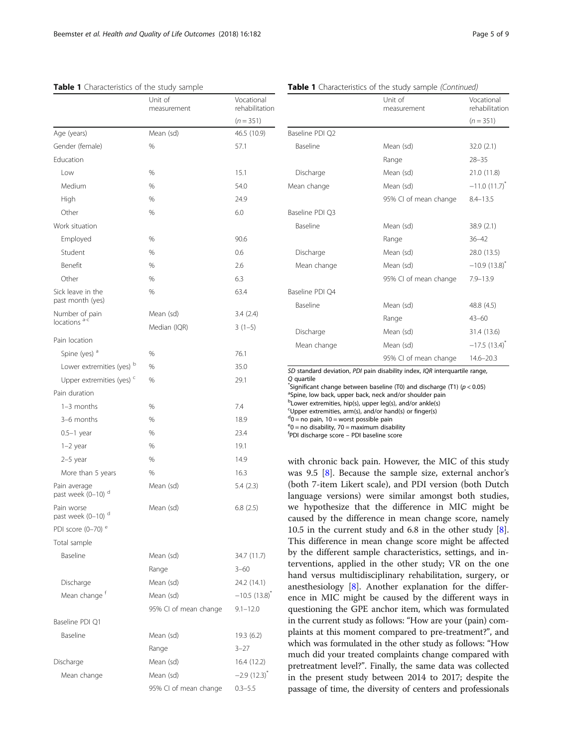**Table 1** Characteristics of the study sample

| | Unit of measurement | Vocational rehabilitation |
|---|---|---|
| | | (*n* = 351) |
| Age (years) | Mean (sd) | 46.5 (10.9) |
| Gender (female) | % | 57.1 |
| Education | | |
| Low | % | 15.1 |
| Medium | % | 54.0 |
| High | % | 24.9 |
| Other | % | 6.0 |
| Work situation | | |
| Employed | % | 90.6 |
| Student | % | 0.6 |
| Benefit | % | 2.6 |
| Other | % | 6.3 |
| Sick leave in the past month (yes) | % | 63.4 |
| Number of pain locations [a-c] | Mean (sd) | 3.4 (2.4) |
| | Median (IQR) | 3 (1–5) |
| Pain location | | |
| Spine (yes) [a] | % | 76.1 |
| Lower extremities (yes) [b] | % | 35.0 |
| Upper extremities (yes) [c] | % | 29.1 |
| Pain duration | | |
| 1–3 months | % | 7.4 |
| 3–6 months | % | 18.9 |
| 0.5–1 year | % | 23.4 |
| 1–2 year | % | 19.1 |
| 2–5 year | % | 14.9 |
| More than 5 years | % | 16.3 |
| Pain average past week (0–10) [d] | Mean (sd) | 5.4 (2.3) |
| Pain worse past week (0–10) [d] | Mean (sd) | 6.8 (2.5) |
| PDI score (0–70) [e] | | |
| Total sample | | |
| Baseline | Mean (sd) | 34.7 (11.7) |
| | Range | 3–60 |
| Discharge | Mean (sd) | 24.2 (14.1) |
| Mean change [f] | Mean (sd) | −10.5 (13.8)* |
| | 95% CI of mean change | 9.1–12.0 |
| Baseline PDI Q1 | | |
| Baseline | Mean (sd) | 19.3 (6.2) |
| | Range | 3–27 |
| Discharge | Mean (sd) | 16.4 (12.2) |
| Mean change | Mean (sd) | −2.9 (12.3)* |
| | 95% CI of mean change | 0.3–5.5 |
| Baseline PDI Q2 | | |
| Baseline | Mean (sd) | 32.0 (2.1) |
| | Range | 28–35 |
| Discharge | Mean (sd) | 21.0 (11.8) |
| Mean change | Mean (sd) | −11.0 (11.7)* |
| | 95% CI of mean change | 8.4–13.5 |
| Baseline PDI Q3 | | |
| Baseline | Mean (sd) | 38.9 (2.1) |
| | Range | 36–42 |
| Discharge | Mean (sd) | 28.0 (13.5) |
| Mean change | Mean (sd) | −10.9 (13.8)* |
| | 95% CI of mean change | 7.9–13.9 |
| Baseline PDI Q4 | | |
| Baseline | Mean (sd) | 48.8 (4.5) |
| | Range | 43–60 |
| Discharge | Mean (sd) | 31.4 (13.6) |
| Mean change | Mean (sd) | −17.5 (13.4)* |
| | 95% CI of mean change | 14.6–20.3 |

*SD* standard deviation, *PDI* pain disability index, *IQR* interquartile range, *Q* quartile
*Significant change between baseline (T0) and discharge (T1) ($p < 0.05$)
[a] Spine, low back, upper back, neck and/or shoulder pain
[b] Lower extremities, hip(s), upper leg(s), and/or ankle(s)
[c] Upper extremities, arm(s), and/or hand(s) or finger(s)
[d] 0 = no pain, 10 = worst possible pain
[e] 0 = no disability, 70 = maximum disability
[f] PDI discharge score – PDI baseline score

with chronic back pain. However, the MIC of this study was 9.5 [8]. Because the sample size, external anchor's (both 7-item Likert scale), and PDI version (both Dutch language versions) were similar amongst both studies, we hypothesize that the difference in MIC might be caused by the difference in mean change score, namely 10.5 in the current study and 6.8 in the other study [8]. This difference in mean change score might be affected by the different sample characteristics, settings, and interventions, applied in the other study; VR on the one hand versus multidisciplinary rehabilitation, surgery, or anesthesiology [8]. Another explanation for the difference in MIC might be caused by the different ways in questioning the GPE anchor item, which was formulated in the current study as follows: "How are your (pain) complaints at this moment compared to pre-treatment?", and which was formulated in the other study as follows: "How much did your treated complaints change compared with pretreatment level?". Finally, the same data was collected in the present study between 2014 to 2017; despite the passage of time, the diversity of centers and professionals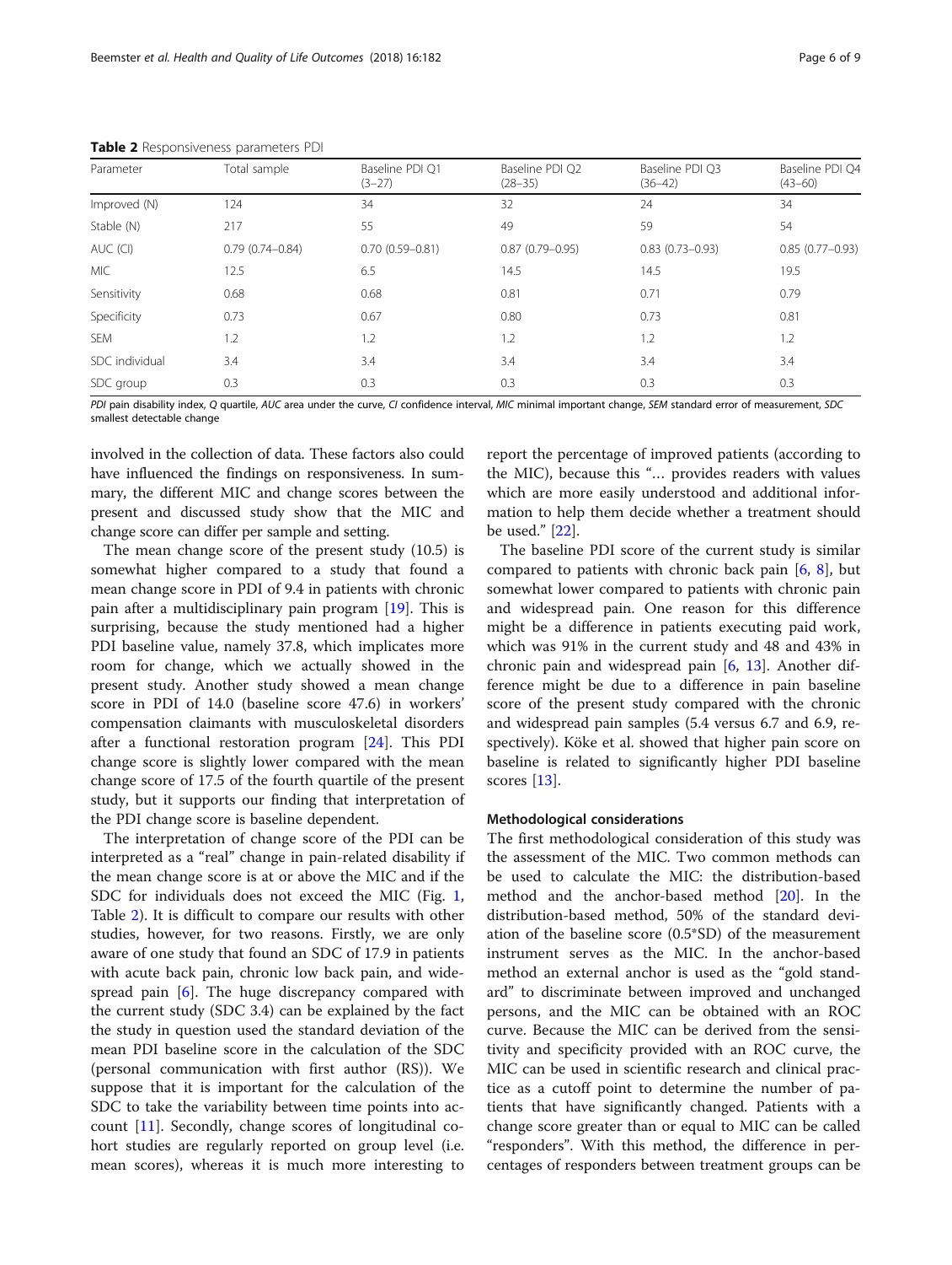**Table 2** Responsiveness parameters PDI

| Parameter | Total sample | Baseline PDI Q1 (3–27) | Baseline PDI Q2 (28–35) | Baseline PDI Q3 (36–42) | Baseline PDI Q4 (43–60) |
|---|---|---|---|---|---|
| Improved (N) | 124 | 34 | 32 | 24 | 34 |
| Stable (N) | 217 | 55 | 49 | 59 | 54 |
| AUC (CI) | 0.79 (0.74–0.84) | 0.70 (0.59–0.81) | 0.87 (0.79–0.95) | 0.83 (0.73–0.93) | 0.85 (0.77–0.93) |
| MIC | 12.5 | 6.5 | 14.5 | 14.5 | 19.5 |
| Sensitivity | 0.68 | 0.68 | 0.81 | 0.71 | 0.79 |
| Specificity | 0.73 | 0.67 | 0.80 | 0.73 | 0.81 |
| SEM | 1.2 | 1.2 | 1.2 | 1.2 | 1.2 |
| SDC individual | 3.4 | 3.4 | 3.4 | 3.4 | 3.4 |
| SDC group | 0.3 | 0.3 | 0.3 | 0.3 | 0.3 |

*PDI* pain disability index, *Q* quartile, *AUC* area under the curve, *CI* confidence interval, *MIC* minimal important change, *SEM* standard error of measurement, *SDC* smallest detectable change

involved in the collection of data. These factors also could have influenced the findings on responsiveness. In summary, the different MIC and change scores between the present and discussed study show that the MIC and change score can differ per sample and setting.

The mean change score of the present study (10.5) is somewhat higher compared to a study that found a mean change score in PDI of 9.4 in patients with chronic pain after a multidisciplinary pain program [19]. This is surprising, because the study mentioned had a higher PDI baseline value, namely 37.8, which implicates more room for change, which we actually showed in the present study. Another study showed a mean change score in PDI of 14.0 (baseline score 47.6) in workers' compensation claimants with musculoskeletal disorders after a functional restoration program [24]. This PDI change score is slightly lower compared with the mean change score of 17.5 of the fourth quartile of the present study, but it supports our finding that interpretation of the PDI change score is baseline dependent.

The interpretation of change score of the PDI can be interpreted as a "real" change in pain-related disability if the mean change score is at or above the MIC and if the SDC for individuals does not exceed the MIC (Fig. 1, Table 2). It is difficult to compare our results with other studies, however, for two reasons. Firstly, we are only aware of one study that found an SDC of 17.9 in patients with acute back pain, chronic low back pain, and widespread pain [6]. The huge discrepancy compared with the current study (SDC 3.4) can be explained by the fact the study in question used the standard deviation of the mean PDI baseline score in the calculation of the SDC (personal communication with first author (RS)). We suppose that it is important for the calculation of the SDC to take the variability between time points into account [11]. Secondly, change scores of longitudinal cohort studies are regularly reported on group level (i.e. mean scores), whereas it is much more interesting to report the percentage of improved patients (according to the MIC), because this "… provides readers with values which are more easily understood and additional information to help them decide whether a treatment should be used." [22].

The baseline PDI score of the current study is similar compared to patients with chronic back pain [6, 8], but somewhat lower compared to patients with chronic pain and widespread pain. One reason for this difference might be a difference in patients executing paid work, which was 91% in the current study and 48 and 43% in chronic pain and widespread pain [6, 13]. Another difference might be due to a difference in pain baseline score of the present study compared with the chronic and widespread pain samples (5.4 versus 6.7 and 6.9, respectively). Köke et al. showed that higher pain score on baseline is related to significantly higher PDI baseline scores [13].

### Methodological considerations

The first methodological consideration of this study was the assessment of the MIC. Two common methods can be used to calculate the MIC: the distribution-based method and the anchor-based method [20]. In the distribution-based method, 50% of the standard deviation of the baseline score (0.5*SD) of the measurement instrument serves as the MIC. In the anchor-based method an external anchor is used as the "gold standard" to discriminate between improved and unchanged persons, and the MIC can be obtained with an ROC curve. Because the MIC can be derived from the sensitivity and specificity provided with an ROC curve, the MIC can be used in scientific research and clinical practice as a cutoff point to determine the number of patients that have significantly changed. Patients with a change score greater than or equal to MIC can be called "responders". With this method, the difference in percentages of responders between treatment groups can be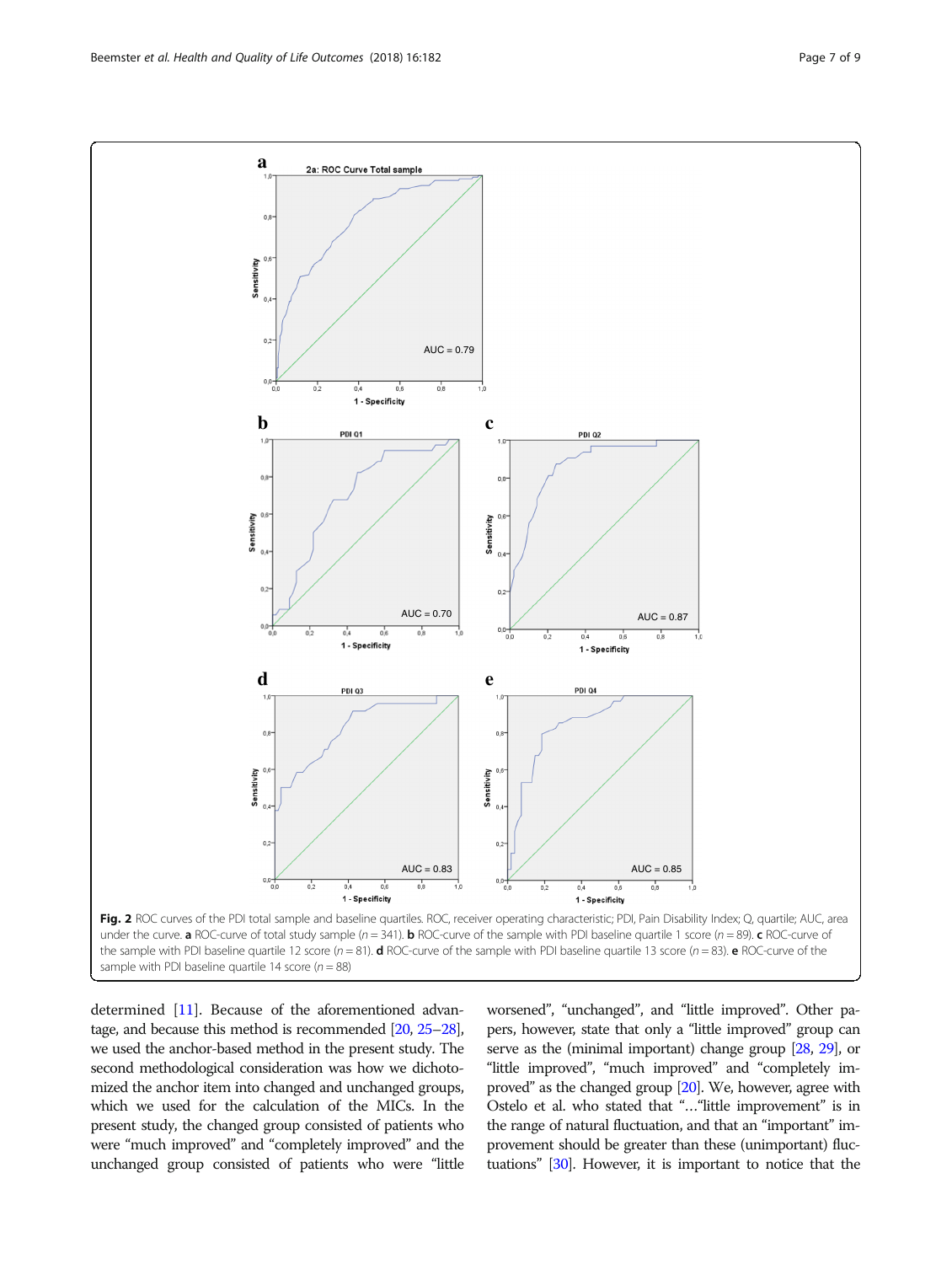**Fig. 2** ROC curves of the PDI total sample and baseline quartiles. ROC, receiver operating characteristic; PDI, Pain Disability Index; Q, quartile; AUC, area under the curve. **a** ROC-curve of total study sample (n = 341). **b** ROC-curve of the sample with PDI baseline quartile 1 score (n = 89). **c** ROC-curve of the sample with PDI baseline quartile 12 score (n = 81). **d** ROC-curve of the sample with PDI baseline quartile 13 score (n = 83). **e** ROC-curve of the sample with PDI baseline quartile 14 score (n = 88)

determined [11]. Because of the aforementioned advantage, and because this method is recommended [20, 25–28], we used the anchor-based method in the present study. The second methodological consideration was how we dichotomized the anchor item into changed and unchanged groups, which we used for the calculation of the MICs. In the present study, the changed group consisted of patients who were "much improved" and "completely improved" and the unchanged group consisted of patients who were "little worsened", "unchanged", and "little improved". Other papers, however, state that only a "little improved" group can serve as the (minimal important) change group [28, 29], or "little improved", "much improved" and "completely improved" as the changed group [20]. We, however, agree with Ostelo et al. who stated that "…"little improvement" is in the range of natural fluctuation, and that an "important" improvement should be greater than these (unimportant) fluctuations" [30]. However, it is important to notice that the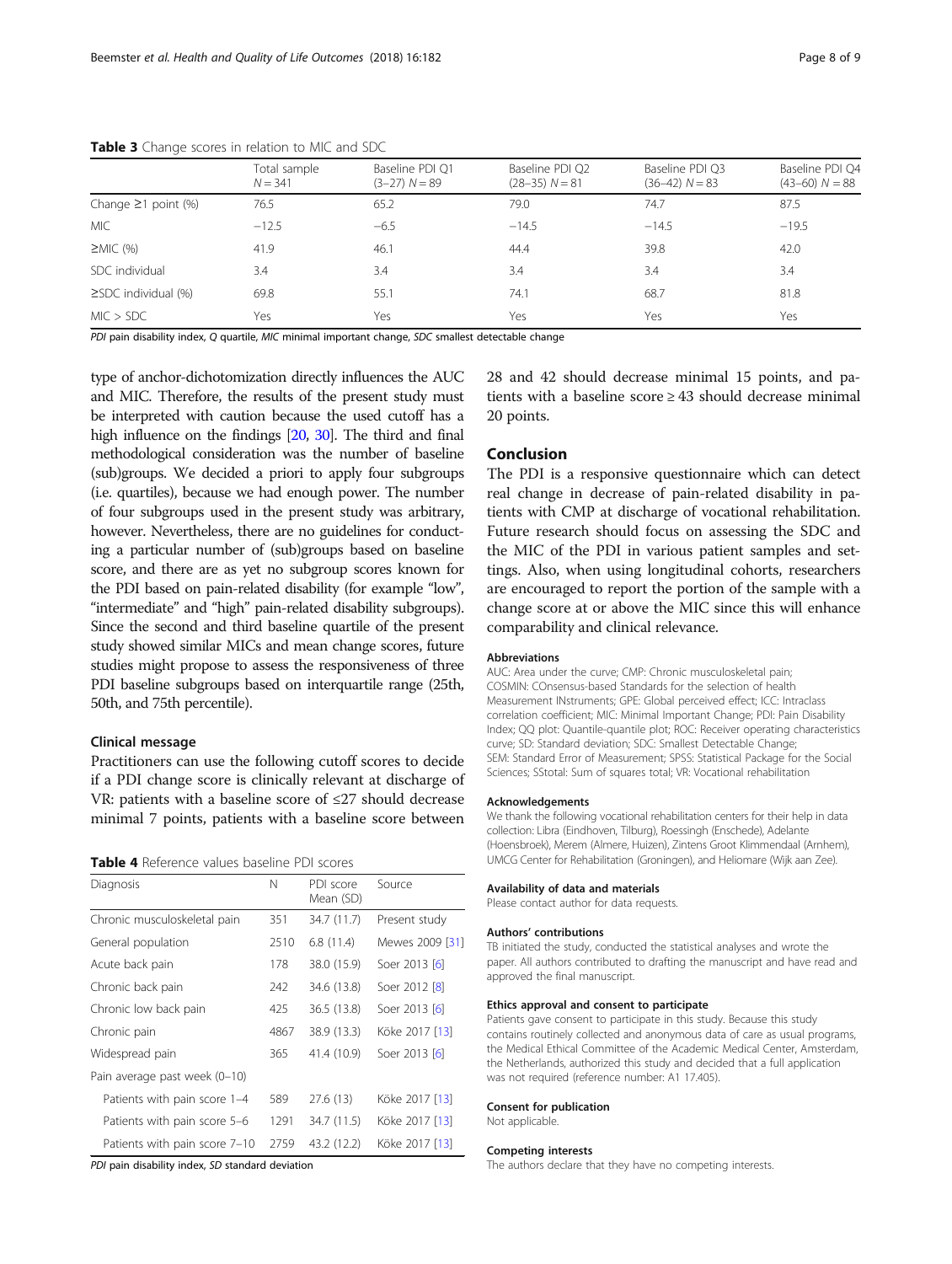**Table 3** Change scores in relation to MIC and SDC

| | Total sample $N = 341$ | Baseline PDI Q1 (3–27) $N = 89$ | Baseline PDI Q2 (28–35) $N = 81$ | Baseline PDI Q3 (36–42) $N = 83$ | Baseline PDI Q4 (43–60) $N = 88$ |
|---|---|---|---|---|---|
| Change ≥1 point (%) | 76.5 | 65.2 | 79.0 | 74.7 | 87.5 |
| MIC | −12.5 | −6.5 | −14.5 | −14.5 | −19.5 |
| ≥MIC (%) | 41.9 | 46.1 | 44.4 | 39.8 | 42.0 |
| SDC individual | 3.4 | 3.4 | 3.4 | 3.4 | 3.4 |
| ≥SDC individual (%) | 69.8 | 55.1 | 74.1 | 68.7 | 81.8 |
| MIC > SDC | Yes | Yes | Yes | Yes | Yes |

*PDI* pain disability index, *Q* quartile, *MIC* minimal important change, *SDC* smallest detectable change

type of anchor-dichotomization directly influences the AUC and MIC. Therefore, the results of the present study must be interpreted with caution because the used cutoff has a high influence on the findings [20, 30]. The third and final methodological consideration was the number of baseline (sub)groups. We decided a priori to apply four subgroups (i.e. quartiles), because we had enough power. The number of four subgroups used in the present study was arbitrary, however. Nevertheless, there are no guidelines for conducting a particular number of (sub)groups based on baseline score, and there are as yet no subgroup scores known for the PDI based on pain-related disability (for example "low", "intermediate" and "high" pain-related disability subgroups). Since the second and third baseline quartile of the present study showed similar MICs and mean change scores, future studies might propose to assess the responsiveness of three PDI baseline subgroups based on interquartile range (25th, 50th, and 75th percentile).

### Clinical message

Practitioners can use the following cutoff scores to decide if a PDI change score is clinically relevant at discharge of VR: patients with a baseline score of ≤27 should decrease minimal 7 points, patients with a baseline score between 28 and 42 should decrease minimal 15 points, and patients with a baseline score ≥ 43 should decrease minimal 20 points.

**Table 4** Reference values baseline PDI scores

| Diagnosis | N | PDI score Mean (SD) | Source |
|---|---|---|---|
| Chronic musculoskeletal pain | 351 | 34.7 (11.7) | Present study |
| General population | 2510 | 6.8 (11.4) | Mewes 2009 [31] |
| Acute back pain | 178 | 38.0 (15.9) | Soer 2013 [6] |
| Chronic back pain | 242 | 34.6 (13.8) | Soer 2012 [8] |
| Chronic low back pain | 425 | 36.5 (13.8) | Soer 2013 [6] |
| Chronic pain | 4867 | 38.9 (13.3) | Köke 2017 [13] |
| Widespread pain | 365 | 41.4 (10.9) | Soer 2013 [6] |
| Pain average past week (0–10) | | | |
| Patients with pain score 1–4 | 589 | 27.6 (13) | Köke 2017 [13] |
| Patients with pain score 5–6 | 1291 | 34.7 (11.5) | Köke 2017 [13] |
| Patients with pain score 7–10 | 2759 | 43.2 (12.2) | Köke 2017 [13] |

*PDI* pain disability index, *SD* standard deviation

## Conclusion

The PDI is a responsive questionnaire which can detect real change in decrease of pain-related disability in patients with CMP at discharge of vocational rehabilitation. Future research should focus on assessing the SDC and the MIC of the PDI in various patient samples and settings. Also, when using longitudinal cohorts, researchers are encouraged to report the portion of the sample with a change score at or above the MIC since this will enhance comparability and clinical relevance.

#### Abbreviations

AUC: Area under the curve; CMP: Chronic musculoskeletal pain; COSMIN: COnsensus-based Standards for the selection of health Measurement INstruments; GPE: Global perceived effect; ICC: Intraclass correlation coefficient; MIC: Minimal Important Change; PDI: Pain Disability Index; QQ plot: Quantile-quantile plot; ROC: Receiver operating characteristics curve; SD: Standard deviation; SDC: Smallest Detectable Change; SEM: Standard Error of Measurement; SPSS: Statistical Package for the Social Sciences; SStotal: Sum of squares total; VR: Vocational rehabilitation

#### Acknowledgements

We thank the following vocational rehabilitation centers for their help in data collection: Libra (Eindhoven, Tilburg), Roessingh (Enschede), Adelante (Hoensbroek), Merem (Almere, Huizen), Zintens Groot Klimmendaal (Arnhem), UMCG Center for Rehabilitation (Groningen), and Heliomare (Wijk aan Zee).

#### Availability of data and materials

Please contact author for data requests.

#### Authors' contributions

TB initiated the study, conducted the statistical analyses and wrote the paper. All authors contributed to drafting the manuscript and have read and approved the final manuscript.

#### Ethics approval and consent to participate

Patients gave consent to participate in this study. Because this study contains routinely collected and anonymous data of care as usual programs, the Medical Ethical Committee of the Academic Medical Center, Amsterdam, the Netherlands, authorized this study and decided that a full application was not required (reference number: A1 17.405).

#### Consent for publication

Not applicable.

#### Competing interests

The authors declare that they have no competing interests.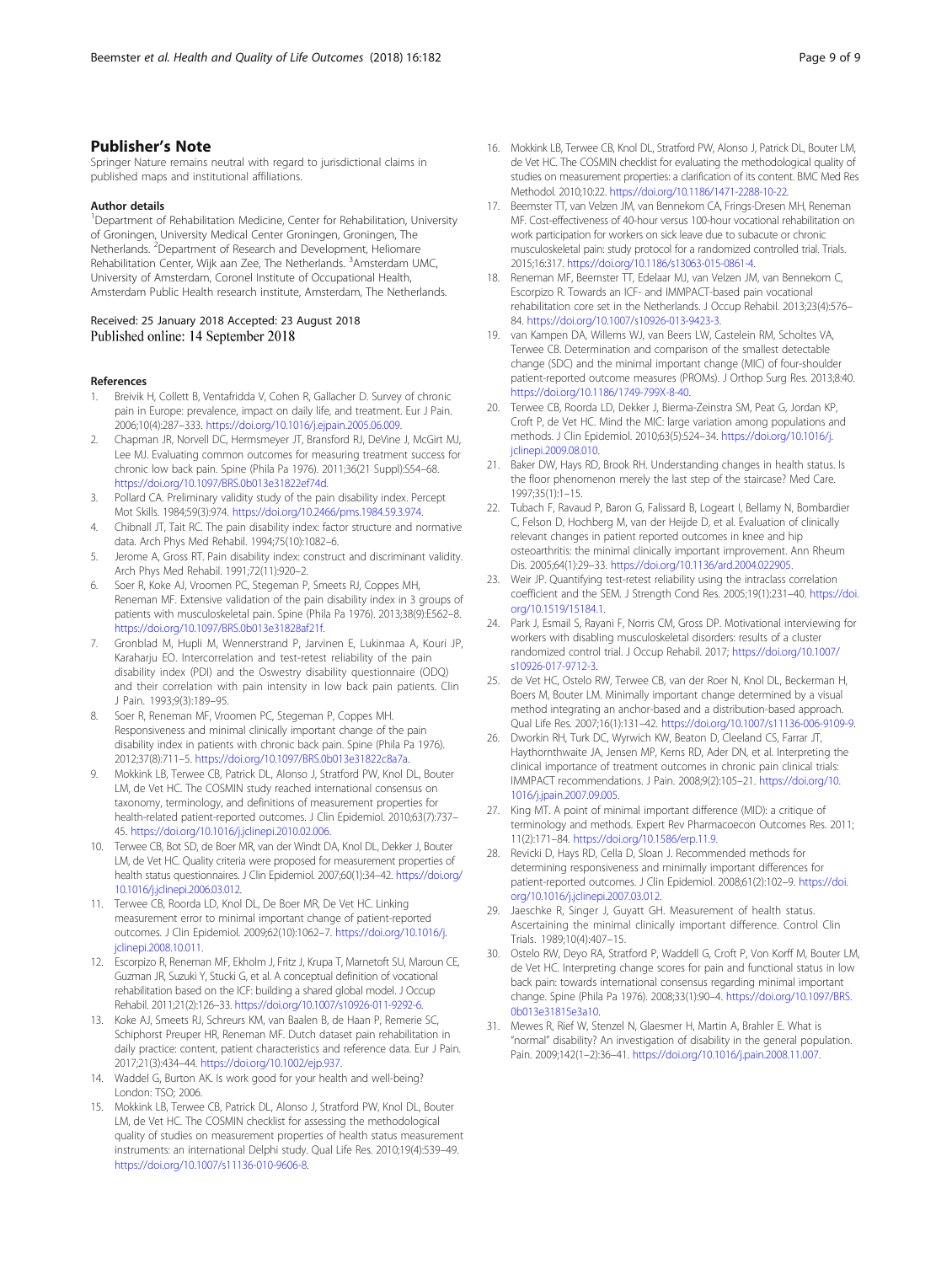## Publisher's Note

Springer Nature remains neutral with regard to jurisdictional claims in published maps and institutional affiliations.

### Author details

[1]Department of Rehabilitation Medicine, Center for Rehabilitation, University of Groningen, University Medical Center Groningen, Groningen, The Netherlands. [2]Department of Research and Development, Heliomare Rehabilitation Center, Wijk aan Zee, The Netherlands. [3]Amsterdam UMC, University of Amsterdam, Coronel Institute of Occupational Health, Amsterdam Public Health research institute, Amsterdam, The Netherlands.

Received: 25 January 2018 Accepted: 23 August 2018
Published online: 14 September 2018

### References

1. Breivik H, Collett B, Ventafridda V, Cohen R, Gallacher D. Survey of chronic pain in Europe: prevalence, impact on daily life, and treatment. Eur J Pain. 2006;10(4):287–333. https://doi.org/10.1016/j.ejpain.2005.06.009.
2. Chapman JR, Norvell DC, Hermsmeyer JT, Bransford RJ, DeVine J, McGirt MJ, Lee MJ. Evaluating common outcomes for measuring treatment success for chronic low back pain. Spine (Phila Pa 1976). 2011;36(21 Suppl):S54–68. https://doi.org/10.1097/BRS.0b013e31822ef74d.
3. Pollard CA. Preliminary validity study of the pain disability index. Percept Mot Skills. 1984;59(3):974. https://doi.org/10.2466/pms.1984.59.3.974.
4. Chibnall JT, Tait RC. The pain disability index: factor structure and normative data. Arch Phys Med Rehabil. 1994;75(10):1082–6.
5. Jerome A, Gross RT. Pain disability index: construct and discriminant validity. Arch Phys Med Rehabil. 1991;72(11):920–2.
6. Soer R, Koke AJ, Vroomen PC, Stegeman P, Smeets RJ, Coppes MH, Reneman MF. Extensive validation of the pain disability index in 3 groups of patients with musculoskeletal pain. Spine (Phila Pa 1976). 2013;38(9):E562–8. https://doi.org/10.1097/BRS.0b013e31828af21f.
7. Gronblad M, Hupli M, Wennerstrand P, Jarvinen E, Lukinmaa A, Kouri JP, Karaharju EO. Intercorrelation and test-retest reliability of the pain disability index (PDI) and the Oswestry disability questionnaire (ODQ) and their correlation with pain intensity in low back pain patients. Clin J Pain. 1993;9(3):189–95.
8. Soer R, Reneman MF, Vroomen PC, Stegeman P, Coppes MH. Responsiveness and minimal clinically important change of the pain disability index in patients with chronic back pain. Spine (Phila Pa 1976). 2012;37(8):711–5. https://doi.org/10.1097/BRS.0b013e31822c8a7a.
9. Mokkink LB, Terwee CB, Patrick DL, Alonso J, Stratford PW, Knol DL, Bouter LM, de Vet HC. The COSMIN study reached international consensus on taxonomy, terminology, and definitions of measurement properties for health-related patient-reported outcomes. J Clin Epidemiol. 2010;63(7):737–45. https://doi.org/10.1016/j.jclinepi.2010.02.006.
10. Terwee CB, Bot SD, de Boer MR, van der Windt DA, Knol DL, Dekker J, Bouter LM, de Vet HC. Quality criteria were proposed for measurement properties of health status questionnaires. J Clin Epidemiol. 2007;60(1):34–42. https://doi.org/10.1016/j.jclinepi.2006.03.012.
11. Terwee CB, Roorda LD, Knol DL, De Boer MR, De Vet HC. Linking measurement error to minimal important change of patient-reported outcomes. J Clin Epidemiol. 2009;62(10):1062–7. https://doi.org/10.1016/j.jclinepi.2008.10.011.
12. Escorpizo R, Reneman MF, Ekholm J, Fritz J, Krupa T, Marnetoft SU, Maroun CE, Guzman JR, Suzuki Y, Stucki G, et al. A conceptual definition of vocational rehabilitation based on the ICF: building a shared global model. J Occup Rehabil. 2011;21(2):126–33. https://doi.org/10.1007/s10926-011-9292-6.
13. Koke AJ, Smeets RJ, Schreurs KM, van Baalen B, de Haan P, Remerie SC, Schiphorst Preuper HR, Reneman MF. Dutch dataset pain rehabilitation in daily practice: content, patient characteristics and reference data. Eur J Pain. 2017;21(3):434–44. https://doi.org/10.1002/ejp.937.
14. Waddel G, Burton AK. Is work good for your health and well-being? London: TSO; 2006.
15. Mokkink LB, Terwee CB, Patrick DL, Alonso J, Stratford PW, Knol DL, Bouter LM, de Vet HC. The COSMIN checklist for assessing the methodological quality of studies on measurement properties of health status measurement instruments: an international Delphi study. Qual Life Res. 2010;19(4):539–49. https://doi.org/10.1007/s11136-010-9606-8.
16. Mokkink LB, Terwee CB, Knol DL, Stratford PW, Alonso J, Patrick DL, Bouter LM, de Vet HC. The COSMIN checklist for evaluating the methodological quality of studies on measurement properties: a clarification of its content. BMC Med Res Methodol. 2010;10:22. https://doi.org/10.1186/1471-2288-10-22.
17. Beemster TT, van Velzen JM, van Bennekom CA, Frings-Dresen MH, Reneman MF. Cost-effectiveness of 40-hour versus 100-hour vocational rehabilitation on work participation for workers on sick leave due to subacute or chronic musculoskeletal pain: study protocol for a randomized controlled trial. Trials. 2015;16:317. https://doi.org/10.1186/s13063-015-0861-4.
18. Reneman MF, Beemster TT, Edelaar MJ, van Velzen JM, van Bennekom C, Escorpizo R. Towards an ICF- and IMMPACT-based pain vocational rehabilitation core set in the Netherlands. J Occup Rehabil. 2013;23(4):576–84. https://doi.org/10.1007/s10926-013-9423-3.
19. van Kampen DA, Willems WJ, van Beers LW, Castelein RM, Scholtes VA, Terwee CB. Determination and comparison of the smallest detectable change (SDC) and the minimal important change (MIC) of four-shoulder patient-reported outcome measures (PROMs). J Orthop Surg Res. 2013;8:40. https://doi.org/10.1186/1749-799X-8-40.
20. Terwee CB, Roorda LD, Dekker J, Bierma-Zeinstra SM, Peat G, Jordan KP, Croft P, de Vet HC. Mind the MIC: large variation among populations and methods. J Clin Epidemiol. 2010;63(5):524–34. https://doi.org/10.1016/j.jclinepi.2009.08.010.
21. Baker DW, Hays RD, Brook RH. Understanding changes in health status. Is the floor phenomenon merely the last step of the staircase? Med Care. 1997;35(1):1–15.
22. Tubach F, Ravaud P, Baron G, Falissard B, Logeart I, Bellamy N, Bombardier C, Felson D, Hochberg M, van der Heijde D, et al. Evaluation of clinically relevant changes in patient reported outcomes in knee and hip osteoarthritis: the minimal clinically important improvement. Ann Rheum Dis. 2005;64(1):29–33. https://doi.org/10.1136/ard.2004.022905.
23. Weir JP. Quantifying test-retest reliability using the intraclass correlation coefficient and the SEM. J Strength Cond Res. 2005;19(1):231–40. https://doi.org/10.1519/15184.1.
24. Park J, Esmail S, Rayani F, Norris CM, Gross DP. Motivational interviewing for workers with disabling musculoskeletal disorders: results of a cluster randomized control trial. J Occup Rehabil. 2017; https://doi.org/10.1007/s10926-017-9712-3.
25. de Vet HC, Ostelo RW, Terwee CB, van der Roer N, Knol DL, Beckerman H, Boers M, Bouter LM. Minimally important change determined by a visual method integrating an anchor-based and a distribution-based approach. Qual Life Res. 2007;16(1):131–42. https://doi.org/10.1007/s11136-006-9109-9.
26. Dworkin RH, Turk DC, Wyrwich KW, Beaton D, Cleeland CS, Farrar JT, Haythornthwaite JA, Jensen MP, Kerns RD, Ader DN, et al. Interpreting the clinical importance of treatment outcomes in chronic pain clinical trials: IMMPACT recommendations. J Pain. 2008;9(2):105–21. https://doi.org/10.1016/j.jpain.2007.09.005.
27. King MT. A point of minimal important difference (MID): a critique of terminology and methods. Expert Rev Pharmacoecon Outcomes Res. 2011;11(2):171–84. https://doi.org/10.1586/erp.11.9.
28. Revicki D, Hays RD, Cella D, Sloan J. Recommended methods for determining responsiveness and minimally important differences for patient-reported outcomes. J Clin Epidemiol. 2008;61(2):102–9. https://doi.org/10.1016/j.jclinepi.2007.03.012.
29. Jaeschke R, Singer J, Guyatt GH. Measurement of health status. Ascertaining the minimal clinically important difference. Control Clin Trials. 1989;10(4):407–15.
30. Ostelo RW, Deyo RA, Stratford P, Waddell G, Croft P, Von Korff M, Bouter LM, de Vet HC. Interpreting change scores for pain and functional status in low back pain: towards international consensus regarding minimal important change. Spine (Phila Pa 1976). 2008;33(1):90–4. https://doi.org/10.1097/BRS.0b013e31815e3a10.
31. Mewes R, Rief W, Stenzel N, Glaesmer H, Martin A, Brahler E. What is "normal" disability? An investigation of disability in the general population. Pain. 2009;142(1–2):36–41. https://doi.org/10.1016/j.pain.2008.11.007.